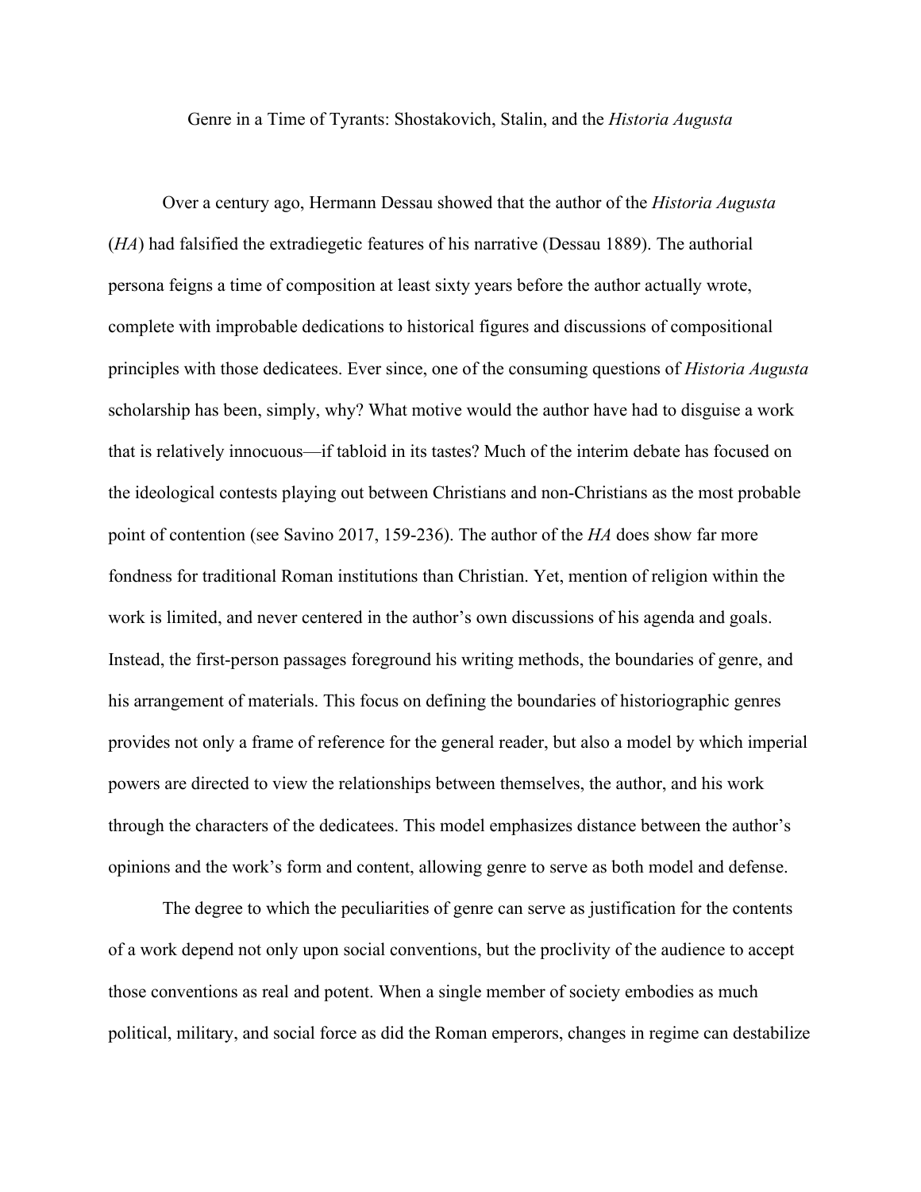# Genre in a Time of Tyrants: Shostakovich, Stalin, and the *Historia Augusta*

Over a century ago, Hermann Dessau showed that the author of the *Historia Augusta* (*HA*) had falsified the extradiegetic features of his narrative (Dessau 1889). The authorial persona feigns a time of composition at least sixty years before the author actually wrote, complete with improbable dedications to historical figures and discussions of compositional principles with those dedicatees. Ever since, one of the consuming questions of *Historia Augusta* scholarship has been, simply, why? What motive would the author have had to disguise a work that is relatively innocuous—if tabloid in its tastes? Much of the interim debate has focused on the ideological contests playing out between Christians and non-Christians as the most probable point of contention (see Savino 2017, 159-236). The author of the *HA* does show far more fondness for traditional Roman institutions than Christian. Yet, mention of religion within the work is limited, and never centered in the author's own discussions of his agenda and goals. Instead, the first-person passages foreground his writing methods, the boundaries of genre, and his arrangement of materials. This focus on defining the boundaries of historiographic genres provides not only a frame of reference for the general reader, but also a model by which imperial powers are directed to view the relationships between themselves, the author, and his work through the characters of the dedicatees. This model emphasizes distance between the author's opinions and the work's form and content, allowing genre to serve as both model and defense.

The degree to which the peculiarities of genre can serve as justification for the contents of a work depend not only upon social conventions, but the proclivity of the audience to accept those conventions as real and potent. When a single member of society embodies as much political, military, and social force as did the Roman emperors, changes in regime can destabilize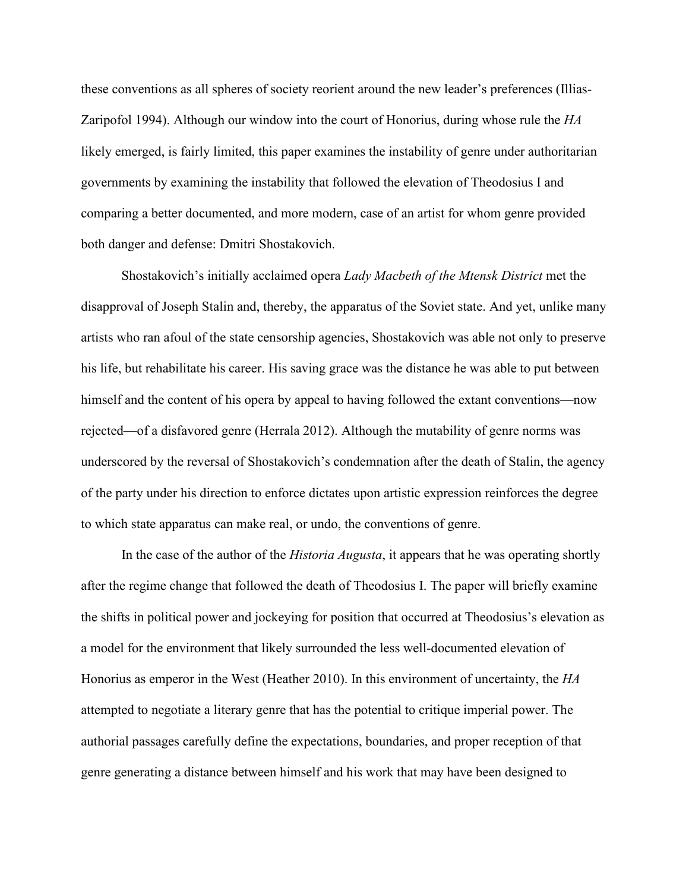these conventions as all spheres of society reorient around the new leader's preferences (Illias-Zaripofol 1994). Although our window into the court of Honorius, during whose rule the *HA* likely emerged, is fairly limited, this paper examines the instability of genre under authoritarian governments by examining the instability that followed the elevation of Theodosius I and comparing a better documented, and more modern, case of an artist for whom genre provided both danger and defense: Dmitri Shostakovich.

Shostakovich's initially acclaimed opera *Lady Macbeth of the Mtensk District* met the disapproval of Joseph Stalin and, thereby, the apparatus of the Soviet state. And yet, unlike many artists who ran afoul of the state censorship agencies, Shostakovich was able not only to preserve his life, but rehabilitate his career. His saving grace was the distance he was able to put between himself and the content of his opera by appeal to having followed the extant conventions—now rejected—of a disfavored genre (Herrala 2012). Although the mutability of genre norms was underscored by the reversal of Shostakovich's condemnation after the death of Stalin, the agency of the party under his direction to enforce dictates upon artistic expression reinforces the degree to which state apparatus can make real, or undo, the conventions of genre.

In the case of the author of the *Historia Augusta*, it appears that he was operating shortly after the regime change that followed the death of Theodosius I. The paper will briefly examine the shifts in political power and jockeying for position that occurred at Theodosius's elevation as a model for the environment that likely surrounded the less well-documented elevation of Honorius as emperor in the West (Heather 2010). In this environment of uncertainty, the *HA* attempted to negotiate a literary genre that has the potential to critique imperial power. The authorial passages carefully define the expectations, boundaries, and proper reception of that genre generating a distance between himself and his work that may have been designed to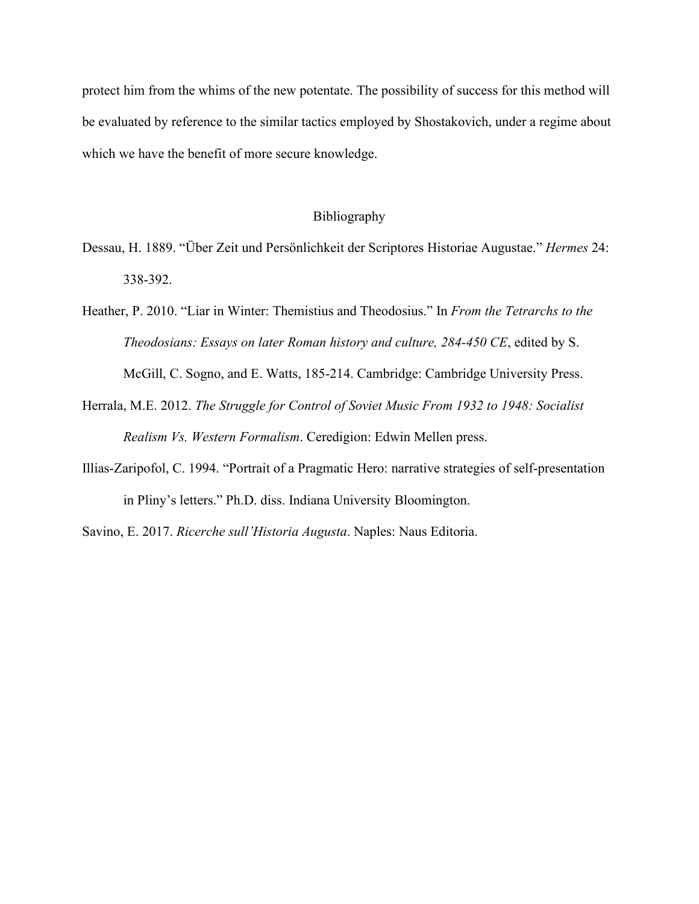protect him from the whims of the new potentate. The possibility of success for this method will be evaluated by reference to the similar tactics employed by Shostakovich, under a regime about which we have the benefit of more secure knowledge.

## Bibliography

Dessau, H. 1889. "Über Zeit und Persönlichkeit der Scriptores Historiae Augustae." *Hermes* 24: 338-392.

Heather, P. 2010. "Liar in Winter: Themistius and Theodosius." In *From the Tetrarchs to the Theodosians: Essays on later Roman history and culture, 284-450 CE*, edited by S. McGill, C. Sogno, and E. Watts, 185-214. Cambridge: Cambridge University Press.

Herrala, M.E. 2012. *The Struggle for Control of Soviet Music From 1932 to 1948: Socialist Realism Vs. Western Formalism*. Ceredigion: Edwin Mellen press.

Illias-Zaripofol, C. 1994. "Portrait of a Pragmatic Hero: narrative strategies of self-presentation in Pliny's letters." Ph.D. diss. Indiana University Bloomington.

Savino, E. 2017. *Ricerche sull'Historia Augusta*. Naples: Naus Editoria.